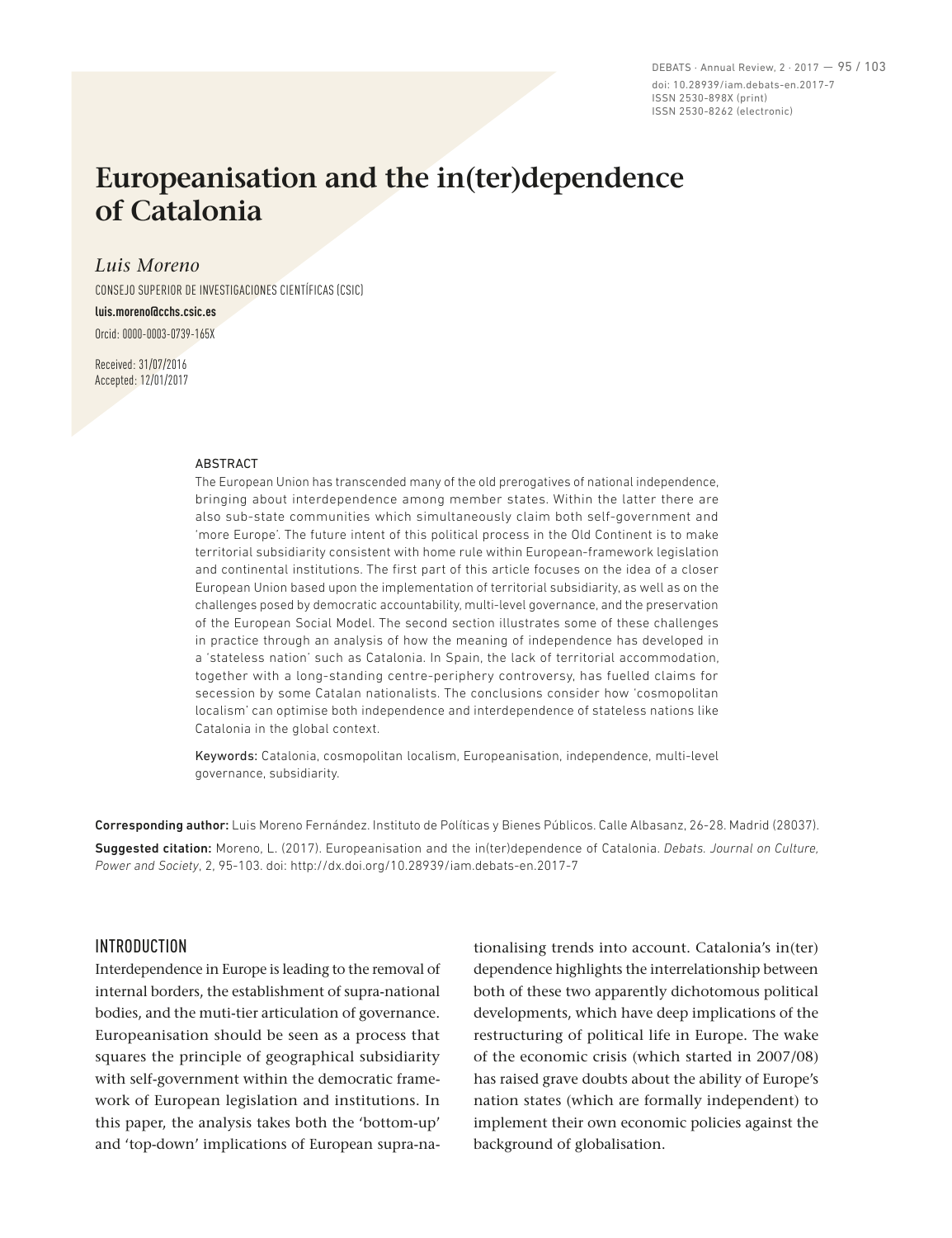# Europeanisation and the in(ter)dependence of Catalonia

*Luis Moreno*

CONSEJO SUPERIOR DE INVESTIGACIONES CIENTÍFICAS (CSIC)

**luis.moreno@cchs.csic.es**

Orcid: 0000-0003-0739-165X

Received: 31/07/2016
Accepted: 12/01/2017

## ABSTRACT

The European Union has transcended many of the old prerogatives of national independence, bringing about interdependence among member states. Within the latter there are also sub-state communities which simultaneously claim both self-government and 'more Europe'. The future intent of this political process in the Old Continent is to make territorial subsidiarity consistent with home rule within European-framework legislation and continental institutions. The first part of this article focuses on the idea of a closer European Union based upon the implementation of territorial subsidiarity, as well as on the challenges posed by democratic accountability, multi-level governance, and the preservation of the European Social Model. The second section illustrates some of these challenges in practice through an analysis of how the meaning of independence has developed in a 'stateless nation' such as Catalonia. In Spain, the lack of territorial accommodation, together with a long-standing centre-periphery controversy, has fuelled claims for secession by some Catalan nationalists. The conclusions consider how 'cosmopolitan localism' can optimise both independence and interdependence of stateless nations like Catalonia in the global context.

Keywords: Catalonia, cosmopolitan localism, Europeanisation, independence, multi-level governance, subsidiarity.

**Corresponding author:** Luis Moreno Fernández. Instituto de Políticas y Bienes Públicos. Calle Albasanz, 26-28. Madrid (28037).

**Suggested citation:** Moreno, L. (2017). Europeanisation and the in(ter)dependence of Catalonia. *Debats. Journal on Culture, Power and Society*, 2, 95-103. doi: http://dx.doi.org/10.28939/iam.debats-en.2017-7

## INTRODUCTION

Interdependence in Europe is leading to the removal of internal borders, the establishment of supra-national bodies, and the muti-tier articulation of governance. Europeanisation should be seen as a process that squares the principle of geographical subsidiarity with self-government within the democratic framework of European legislation and institutions. In this paper, the analysis takes both the 'bottom-up' and 'top-down' implications of European supra-nationalising trends into account. Catalonia's in(ter)dependence highlights the interrelationship between both of these two apparently dichotomous political developments, which have deep implications of the restructuring of political life in Europe. The wake of the economic crisis (which started in 2007/08) has raised grave doubts about the ability of Europe's nation states (which are formally independent) to implement their own economic policies against the background of globalisation.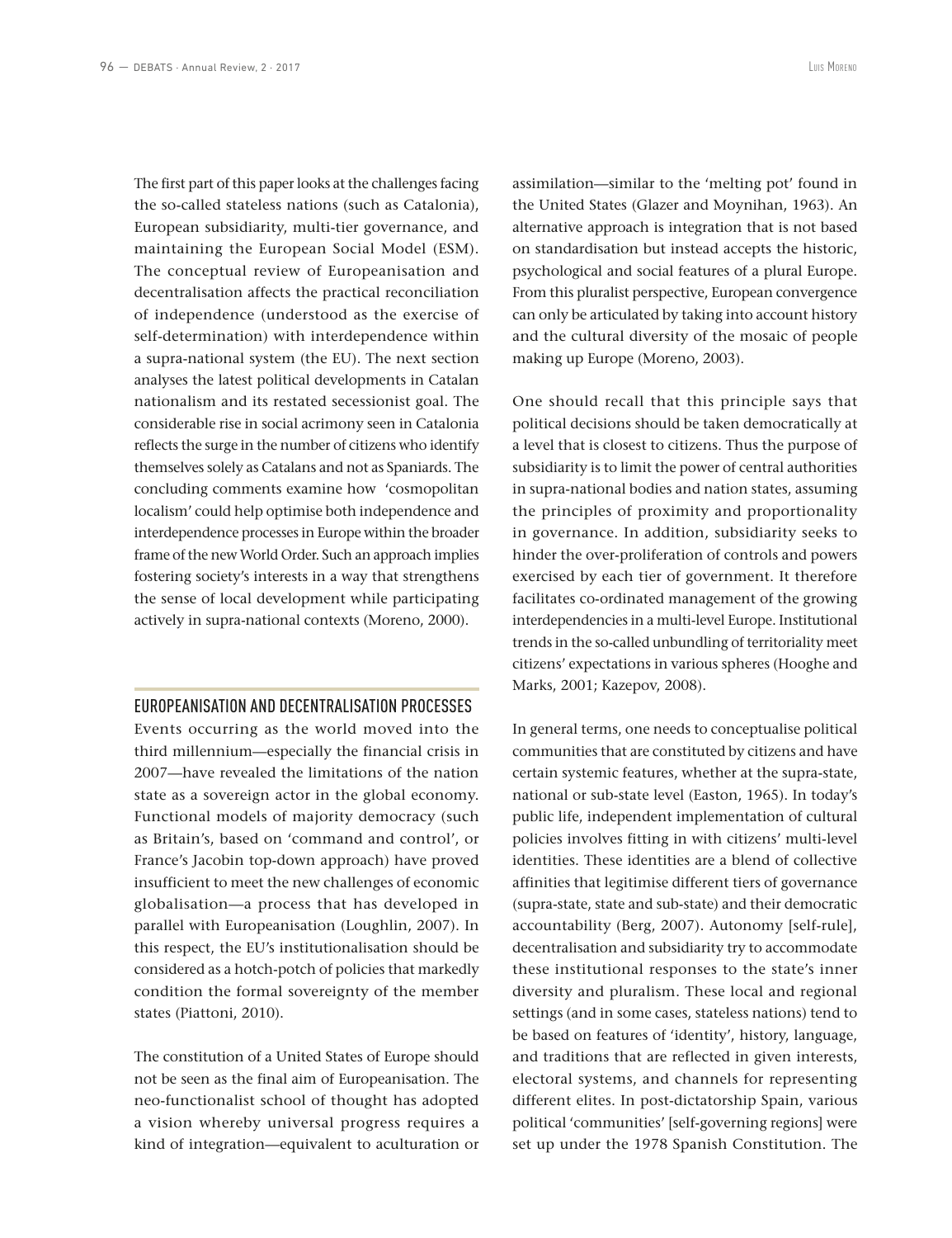The first part of this paper looks at the challenges facing the so-called stateless nations (such as Catalonia), European subsidiarity, multi-tier governance, and maintaining the European Social Model (ESM). The conceptual review of Europeanisation and decentralisation affects the practical reconciliation of independence (understood as the exercise of self-determination) with interdependence within a supra-national system (the EU). The next section analyses the latest political developments in Catalan nationalism and its restated secessionist goal. The considerable rise in social acrimony seen in Catalonia reflects the surge in the number of citizens who identify themselves solely as Catalans and not as Spaniards. The concluding comments examine how 'cosmopolitan localism' could help optimise both independence and interdependence processes in Europe within the broader frame of the new World Order. Such an approach implies fostering society's interests in a way that strengthens the sense of local development while participating actively in supra-national contexts (Moreno, 2000).

## EUROPEANISATION AND DECENTRALISATION PROCESSES

Events occurring as the world moved into the third millennium—especially the financial crisis in 2007—have revealed the limitations of the nation state as a sovereign actor in the global economy. Functional models of majority democracy (such as Britain's, based on 'command and control', or France's Jacobin top-down approach) have proved insufficient to meet the new challenges of economic globalisation—a process that has developed in parallel with Europeanisation (Loughlin, 2007). In this respect, the EU's institutionalisation should be considered as a hotch-potch of policies that markedly condition the formal sovereignty of the member states (Piattoni, 2010).

The constitution of a United States of Europe should not be seen as the final aim of Europeanisation. The neo-functionalist school of thought has adopted a vision whereby universal progress requires a kind of integration—equivalent to aculturation or assimilation—similar to the 'melting pot' found in the United States (Glazer and Moynihan, 1963). An alternative approach is integration that is not based on standardisation but instead accepts the historic, psychological and social features of a plural Europe. From this pluralist perspective, European convergence can only be articulated by taking into account history and the cultural diversity of the mosaic of people making up Europe (Moreno, 2003).

One should recall that this principle says that political decisions should be taken democratically at a level that is closest to citizens. Thus the purpose of subsidiarity is to limit the power of central authorities in supra-national bodies and nation states, assuming the principles of proximity and proportionality in governance. In addition, subsidiarity seeks to hinder the over-proliferation of controls and powers exercised by each tier of government. It therefore facilitates co-ordinated management of the growing interdependencies in a multi-level Europe. Institutional trends in the so-called unbundling of territoriality meet citizens' expectations in various spheres (Hooghe and Marks, 2001; Kazepov, 2008).

In general terms, one needs to conceptualise political communities that are constituted by citizens and have certain systemic features, whether at the supra-state, national or sub-state level (Easton, 1965). In today's public life, independent implementation of cultural policies involves fitting in with citizens' multi-level identities. These identities are a blend of collective affinities that legitimise different tiers of governance (supra-state, state and sub-state) and their democratic accountability (Berg, 2007). Autonomy [self-rule], decentralisation and subsidiarity try to accommodate these institutional responses to the state's inner diversity and pluralism. These local and regional settings (and in some cases, stateless nations) tend to be based on features of 'identity', history, language, and traditions that are reflected in given interests, electoral systems, and channels for representing different elites. In post-dictatorship Spain, various political 'communities' [self-governing regions] were set up under the 1978 Spanish Constitution. The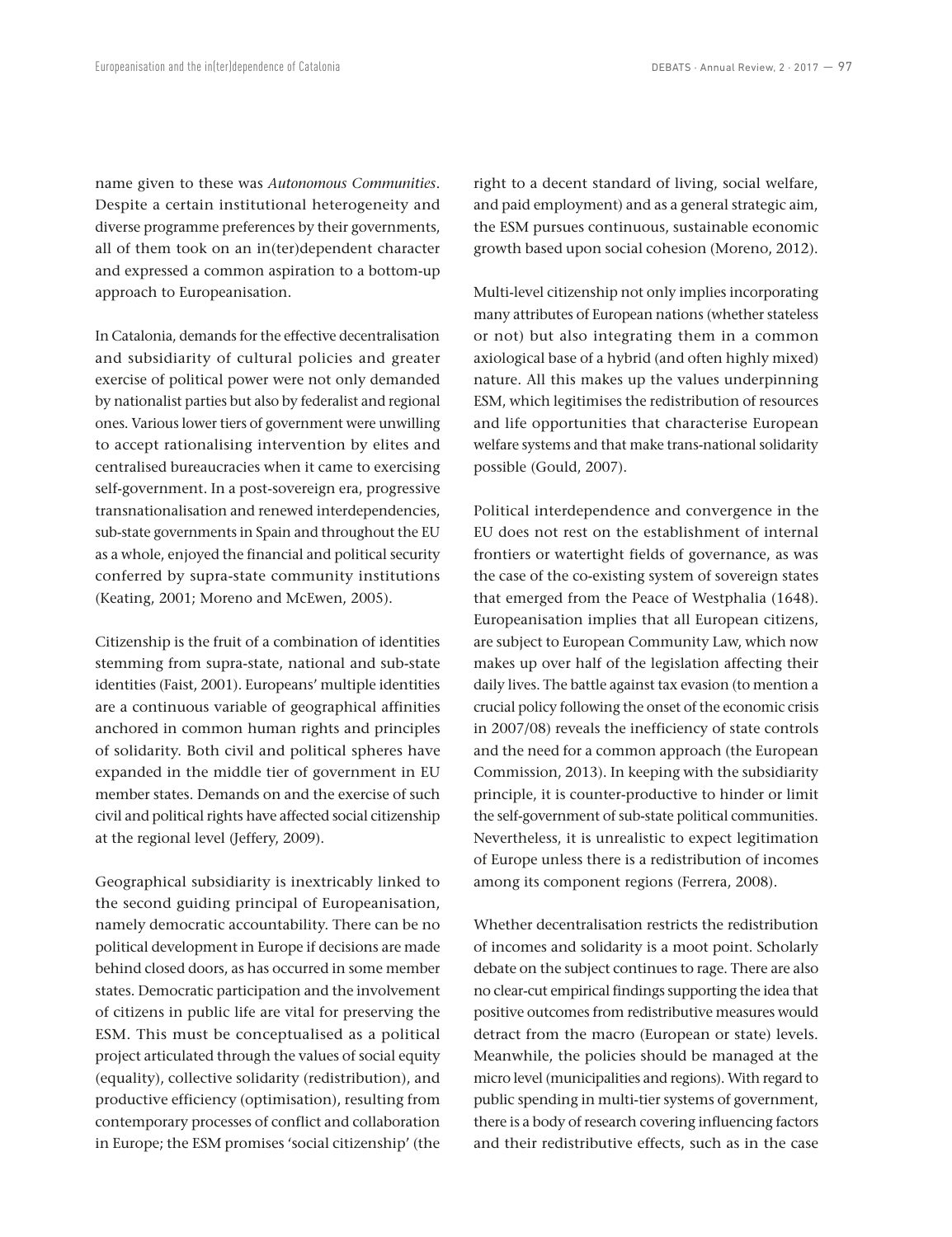name given to these was *Autonomous Communities*. Despite a certain institutional heterogeneity and diverse programme preferences by their governments, all of them took on an in(ter)dependent character and expressed a common aspiration to a bottom-up approach to Europeanisation.

In Catalonia, demands for the effective decentralisation and subsidiarity of cultural policies and greater exercise of political power were not only demanded by nationalist parties but also by federalist and regional ones. Various lower tiers of government were unwilling to accept rationalising intervention by elites and centralised bureaucracies when it came to exercising self-government. In a post-sovereign era, progressive transnationalisation and renewed interdependencies, sub-state governments in Spain and throughout the EU as a whole, enjoyed the financial and political security conferred by supra-state community institutions (Keating, 2001; Moreno and McEwen, 2005).

Citizenship is the fruit of a combination of identities stemming from supra-state, national and sub-state identities (Faist, 2001). Europeans' multiple identities are a continuous variable of geographical affinities anchored in common human rights and principles of solidarity. Both civil and political spheres have expanded in the middle tier of government in EU member states. Demands on and the exercise of such civil and political rights have affected social citizenship at the regional level (Jeffery, 2009).

Geographical subsidiarity is inextricably linked to the second guiding principal of Europeanisation, namely democratic accountability. There can be no political development in Europe if decisions are made behind closed doors, as has occurred in some member states. Democratic participation and the involvement of citizens in public life are vital for preserving the ESM. This must be conceptualised as a political project articulated through the values of social equity (equality), collective solidarity (redistribution), and productive efficiency (optimisation), resulting from contemporary processes of conflict and collaboration in Europe; the ESM promises 'social citizenship' (the right to a decent standard of living, social welfare, and paid employment) and as a general strategic aim, the ESM pursues continuous, sustainable economic growth based upon social cohesion (Moreno, 2012).

Multi-level citizenship not only implies incorporating many attributes of European nations (whether stateless or not) but also integrating them in a common axiological base of a hybrid (and often highly mixed) nature. All this makes up the values underpinning ESM, which legitimises the redistribution of resources and life opportunities that characterise European welfare systems and that make trans-national solidarity possible (Gould, 2007).

Political interdependence and convergence in the EU does not rest on the establishment of internal frontiers or watertight fields of governance, as was the case of the co-existing system of sovereign states that emerged from the Peace of Westphalia (1648). Europeanisation implies that all European citizens, are subject to European Community Law, which now makes up over half of the legislation affecting their daily lives. The battle against tax evasion (to mention a crucial policy following the onset of the economic crisis in 2007/08) reveals the inefficiency of state controls and the need for a common approach (the European Commission, 2013). In keeping with the subsidiarity principle, it is counter-productive to hinder or limit the self-government of sub-state political communities. Nevertheless, it is unrealistic to expect legitimation of Europe unless there is a redistribution of incomes among its component regions (Ferrera, 2008).

Whether decentralisation restricts the redistribution of incomes and solidarity is a moot point. Scholarly debate on the subject continues to rage. There are also no clear-cut empirical findings supporting the idea that positive outcomes from redistributive measures would detract from the macro (European or state) levels. Meanwhile, the policies should be managed at the micro level (municipalities and regions). With regard to public spending in multi-tier systems of government, there is a body of research covering influencing factors and their redistributive effects, such as in the case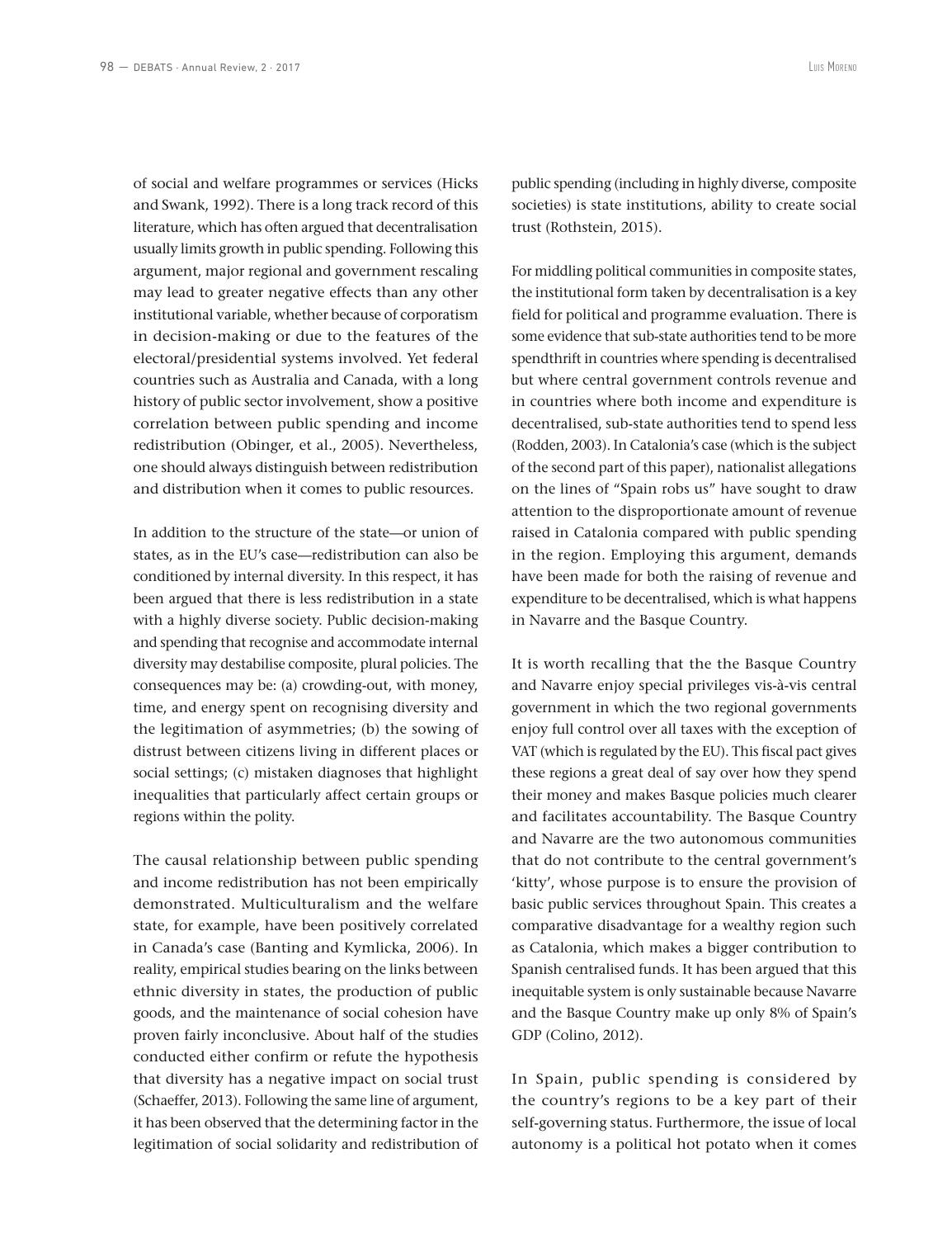of social and welfare programmes or services (Hicks and Swank, 1992). There is a long track record of this literature, which has often argued that decentralisation usually limits growth in public spending. Following this argument, major regional and government rescaling may lead to greater negative effects than any other institutional variable, whether because of corporatism in decision-making or due to the features of the electoral/presidential systems involved. Yet federal countries such as Australia and Canada, with a long history of public sector involvement, show a positive correlation between public spending and income redistribution (Obinger, et al., 2005). Nevertheless, one should always distinguish between redistribution and distribution when it comes to public resources.

In addition to the structure of the state—or union of states, as in the EU's case—redistribution can also be conditioned by internal diversity. In this respect, it has been argued that there is less redistribution in a state with a highly diverse society. Public decision-making and spending that recognise and accommodate internal diversity may destabilise composite, plural policies. The consequences may be: (a) crowding-out, with money, time, and energy spent on recognising diversity and the legitimation of asymmetries; (b) the sowing of distrust between citizens living in different places or social settings; (c) mistaken diagnoses that highlight inequalities that particularly affect certain groups or regions within the polity.

The causal relationship between public spending and income redistribution has not been empirically demonstrated. Multiculturalism and the welfare state, for example, have been positively correlated in Canada's case (Banting and Kymlicka, 2006). In reality, empirical studies bearing on the links between ethnic diversity in states, the production of public goods, and the maintenance of social cohesion have proven fairly inconclusive. About half of the studies conducted either confirm or refute the hypothesis that diversity has a negative impact on social trust (Schaeffer, 2013). Following the same line of argument, it has been observed that the determining factor in the legitimation of social solidarity and redistribution of public spending (including in highly diverse, composite societies) is state institutions, ability to create social trust (Rothstein, 2015).

For middling political communities in composite states, the institutional form taken by decentralisation is a key field for political and programme evaluation. There is some evidence that sub-state authorities tend to be more spendthrift in countries where spending is decentralised but where central government controls revenue and in countries where both income and expenditure is decentralised, sub-state authorities tend to spend less (Rodden, 2003). In Catalonia's case (which is the subject of the second part of this paper), nationalist allegations on the lines of "Spain robs us" have sought to draw attention to the disproportionate amount of revenue raised in Catalonia compared with public spending in the region. Employing this argument, demands have been made for both the raising of revenue and expenditure to be decentralised, which is what happens in Navarre and the Basque Country.

It is worth recalling that the the Basque Country and Navarre enjoy special privileges vis-à-vis central government in which the two regional governments enjoy full control over all taxes with the exception of VAT (which is regulated by the EU). This fiscal pact gives these regions a great deal of say over how they spend their money and makes Basque policies much clearer and facilitates accountability. The Basque Country and Navarre are the two autonomous communities that do not contribute to the central government's 'kitty', whose purpose is to ensure the provision of basic public services throughout Spain. This creates a comparative disadvantage for a wealthy region such as Catalonia, which makes a bigger contribution to Spanish centralised funds. It has been argued that this inequitable system is only sustainable because Navarre and the Basque Country make up only 8% of Spain's GDP (Colino, 2012).

In Spain, public spending is considered by the country's regions to be a key part of their self-governing status. Furthermore, the issue of local autonomy is a political hot potato when it comes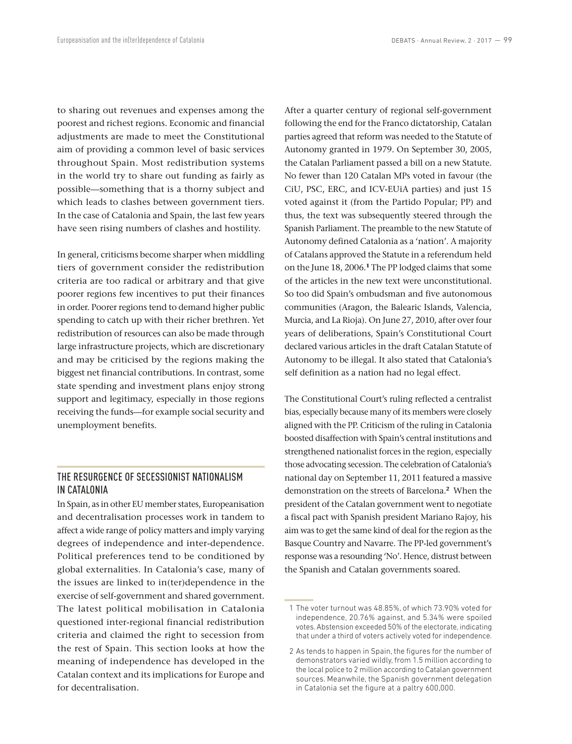to sharing out revenues and expenses among the poorest and richest regions. Economic and financial adjustments are made to meet the Constitutional aim of providing a common level of basic services throughout Spain. Most redistribution systems in the world try to share out funding as fairly as possible—something that is a thorny subject and which leads to clashes between government tiers. In the case of Catalonia and Spain, the last few years have seen rising numbers of clashes and hostility.

In general, criticisms become sharper when middling tiers of government consider the redistribution criteria are too radical or arbitrary and that give poorer regions few incentives to put their finances in order. Poorer regions tend to demand higher public spending to catch up with their richer brethren. Yet redistribution of resources can also be made through large infrastructure projects, which are discretionary and may be criticised by the regions making the biggest net financial contributions. In contrast, some state spending and investment plans enjoy strong support and legitimacy, especially in those regions receiving the funds—for example social security and unemployment benefits.

## THE RESURGENCE OF SECESSIONIST NATIONALISM IN CATALONIA

In Spain, as in other EU member states, Europeanisation and decentralisation processes work in tandem to affect a wide range of policy matters and imply varying degrees of independence and inter-dependence. Political preferences tend to be conditioned by global externalities. In Catalonia's case, many of the issues are linked to in(ter)dependence in the exercise of self-government and shared government. The latest political mobilisation in Catalonia questioned inter-regional financial redistribution criteria and claimed the right to secession from the rest of Spain. This section looks at how the meaning of independence has developed in the Catalan context and its implications for Europe and for decentralisation.

After a quarter century of regional self-government following the end for the Franco dictatorship, Catalan parties agreed that reform was needed to the Statute of Autonomy granted in 1979. On September 30, 2005, the Catalan Parliament passed a bill on a new Statute. No fewer than 120 Catalan MPs voted in favour (the CiU, PSC, ERC, and ICV-EUiA parties) and just 15 voted against it (from the Partido Popular; PP) and thus, the text was subsequently steered through the Spanish Parliament. The preamble to the new Statute of Autonomy defined Catalonia as a 'nation'. A majority of Catalans approved the Statute in a referendum held on the June 18, 2006.[1] The PP lodged claims that some of the articles in the new text were unconstitutional. So too did Spain's ombudsman and five autonomous communities (Aragon, the Balearic Islands, Valencia, Murcia, and La Rioja). On June 27, 2010, after over four years of deliberations, Spain's Constitutional Court declared various articles in the draft Catalan Statute of Autonomy to be illegal. It also stated that Catalonia's self definition as a nation had no legal effect.

The Constitutional Court's ruling reflected a centralist bias, especially because many of its members were closely aligned with the PP. Criticism of the ruling in Catalonia boosted disaffection with Spain's central institutions and strengthened nationalist forces in the region, especially those advocating secession. The celebration of Catalonia's national day on September 11, 2011 featured a massive demonstration on the streets of Barcelona.[2] When the president of the Catalan government went to negotiate a fiscal pact with Spanish president Mariano Rajoy, his aim was to get the same kind of deal for the region as the Basque Country and Navarre. The PP-led government's response was a resounding 'No'. Hence, distrust between the Spanish and Catalan governments soared.

1 The voter turnout was 48.85%, of which 73.90% voted for independence, 20.76% against, and 5.34% were spoiled votes. Abstension exceeded 50% of the electorate, indicating that under a third of voters actively voted for independence.

2 As tends to happen in Spain, the figures for the number of demonstrators varied wildly, from 1.5 million according to the local police to 2 million according to Catalan government sources. Meanwhile, the Spanish government delegation in Catalonia set the figure at a paltry 600,000.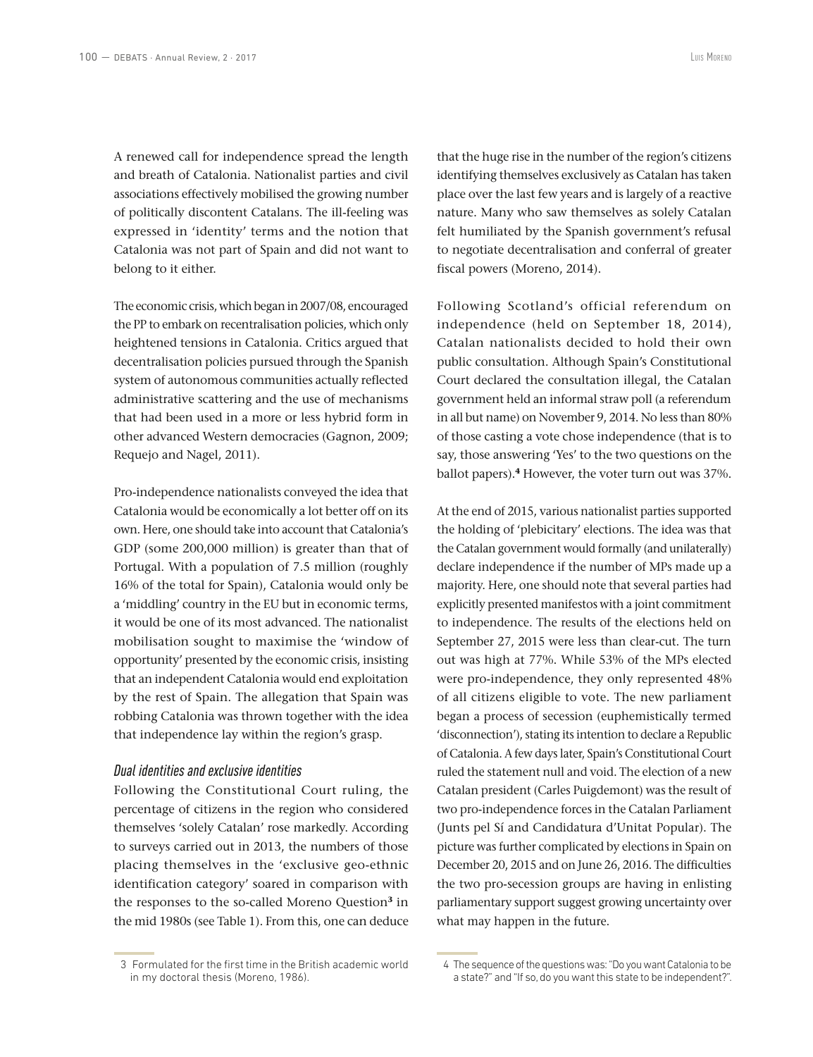A renewed call for independence spread the length and breath of Catalonia. Nationalist parties and civil associations effectively mobilised the growing number of politically discontent Catalans. The ill-feeling was expressed in 'identity' terms and the notion that Catalonia was not part of Spain and did not want to belong to it either.

The economic crisis, which began in 2007/08, encouraged the PP to embark on recentralisation policies, which only heightened tensions in Catalonia. Critics argued that decentralisation policies pursued through the Spanish system of autonomous communities actually reflected administrative scattering and the use of mechanisms that had been used in a more or less hybrid form in other advanced Western democracies (Gagnon, 2009; Requejo and Nagel, 2011).

Pro-independence nationalists conveyed the idea that Catalonia would be economically a lot better off on its own. Here, one should take into account that Catalonia's GDP (some 200,000 million) is greater than that of Portugal. With a population of 7.5 million (roughly 16% of the total for Spain), Catalonia would only be a 'middling' country in the EU but in economic terms, it would be one of its most advanced. The nationalist mobilisation sought to maximise the 'window of opportunity' presented by the economic crisis, insisting that an independent Catalonia would end exploitation by the rest of Spain. The allegation that Spain was robbing Catalonia was thrown together with the idea that independence lay within the region's grasp.

### *Dual identities and exclusive identities*

Following the Constitutional Court ruling, the percentage of citizens in the region who considered themselves 'solely Catalan' rose markedly. According to surveys carried out in 2013, the numbers of those placing themselves in the 'exclusive geo-ethnic identification category' soared in comparison with the responses to the so-called Moreno Question[3] in the mid 1980s (see Table 1). From this, one can deduce that the huge rise in the number of the region's citizens identifying themselves exclusively as Catalan has taken place over the last few years and is largely of a reactive nature. Many who saw themselves as solely Catalan felt humiliated by the Spanish government's refusal to negotiate decentralisation and conferral of greater fiscal powers (Moreno, 2014).

Following Scotland's official referendum on independence (held on September 18, 2014), Catalan nationalists decided to hold their own public consultation. Although Spain's Constitutional Court declared the consultation illegal, the Catalan government held an informal straw poll (a referendum in all but name) on November 9, 2014. No less than 80% of those casting a vote chose independence (that is to say, those answering 'Yes' to the two questions on the ballot papers).[4] However, the voter turn out was 37%.

At the end of 2015, various nationalist parties supported the holding of 'plebicitary' elections. The idea was that the Catalan government would formally (and unilaterally) declare independence if the number of MPs made up a majority. Here, one should note that several parties had explicitly presented manifestos with a joint commitment to independence. The results of the elections held on September 27, 2015 were less than clear-cut. The turn out was high at 77%. While 53% of the MPs elected were pro-independence, they only represented 48% of all citizens eligible to vote. The new parliament began a process of secession (euphemistically termed 'disconnection'), stating its intention to declare a Republic of Catalonia. A few days later, Spain's Constitutional Court ruled the statement null and void. The election of a new Catalan president (Carles Puigdemont) was the result of two pro-independence forces in the Catalan Parliament (Junts pel Sí and Candidatura d'Unitat Popular). The picture was further complicated by elections in Spain on December 20, 2015 and on June 26, 2016. The difficulties the two pro-secession groups are having in enlisting parliamentary support suggest growing uncertainty over what may happen in the future.

3 Formulated for the first time in the British academic world in my doctoral thesis (Moreno, 1986).

4 The sequence of the questions was: "Do you want Catalonia to be a state?" and "If so, do you want this state to be independent?".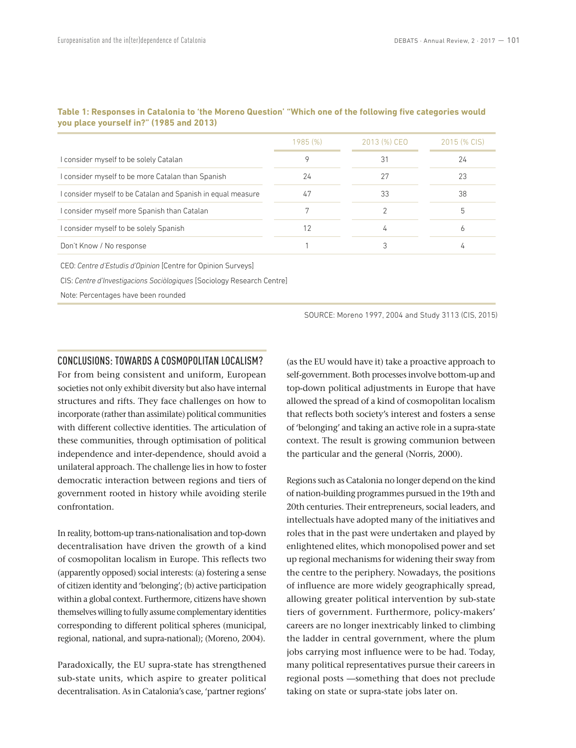**Table 1: Responses in Catalonia to 'the Moreno Question' "Which one of the following five categories would you place yourself in?" (1985 and 2013)**

| | 1985 (%) | 2013 (%) CEO | 2015 (% CIS) |
|---|---|---|---|
| I consider myself to be solely Catalan | 9 | 31 | 24 |
| I consider myself to be more Catalan than Spanish | 24 | 27 | 23 |
| I consider myself to be Catalan and Spanish in equal measure | 47 | 33 | 38 |
| I consider myself more Spanish than Catalan | 7 | 2 | 5 |
| I consider myself to be solely Spanish | 12 | 4 | 6 |
| Don't Know / No response | 1 | 3 | 4 |

CEO: *Centre d'Estudis d'Opinion* [Centre for Opinion Surveys]

CIS: *Centre d'Investigacions Sociològiques* [Sociology Research Centre]

Note: Percentages have been rounded

SOURCE: Moreno 1997, 2004 and Study 3113 (CIS, 2015)

## CONCLUSIONS: TOWARDS A COSMOPOLITAN LOCALISM?

For from being consistent and uniform, European societies not only exhibit diversity but also have internal structures and rifts. They face challenges on how to incorporate (rather than assimilate) political communities with different collective identities. The articulation of these communities, through optimisation of political independence and inter-dependence, should avoid a unilateral approach. The challenge lies in how to foster democratic interaction between regions and tiers of government rooted in history while avoiding sterile confrontation.

In reality, bottom-up trans-nationalisation and top-down decentralisation have driven the growth of a kind of cosmopolitan localism in Europe. This reflects two (apparently opposed) social interests: (a) fostering a sense of citizen identity and 'belonging'; (b) active participation within a global context. Furthermore, citizens have shown themselves willing to fully assume complementary identities corresponding to different political spheres (municipal, regional, national, and supra-national); (Moreno, 2004).

Paradoxically, the EU supra-state has strengthened sub-state units, which aspire to greater political decentralisation. As in Catalonia's case, 'partner regions' (as the EU would have it) take a proactive approach to self-government. Both processes involve bottom-up and top-down political adjustments in Europe that have allowed the spread of a kind of cosmopolitan localism that reflects both society's interest and fosters a sense of 'belonging' and taking an active role in a supra-state context. The result is growing communion between the particular and the general (Norris, 2000).

Regions such as Catalonia no longer depend on the kind of nation-building programmes pursued in the 19th and 20th centuries. Their entrepreneurs, social leaders, and intellectuals have adopted many of the initiatives and roles that in the past were undertaken and played by enlightened elites, which monopolised power and set up regional mechanisms for widening their sway from the centre to the periphery. Nowadays, the positions of influence are more widely geographically spread, allowing greater political intervention by sub-state tiers of government. Furthermore, policy-makers' careers are no longer inextricably linked to climbing the ladder in central government, where the plum jobs carrying most influence were to be had. Today, many political representatives pursue their careers in regional posts —something that does not preclude taking on state or supra-state jobs later on.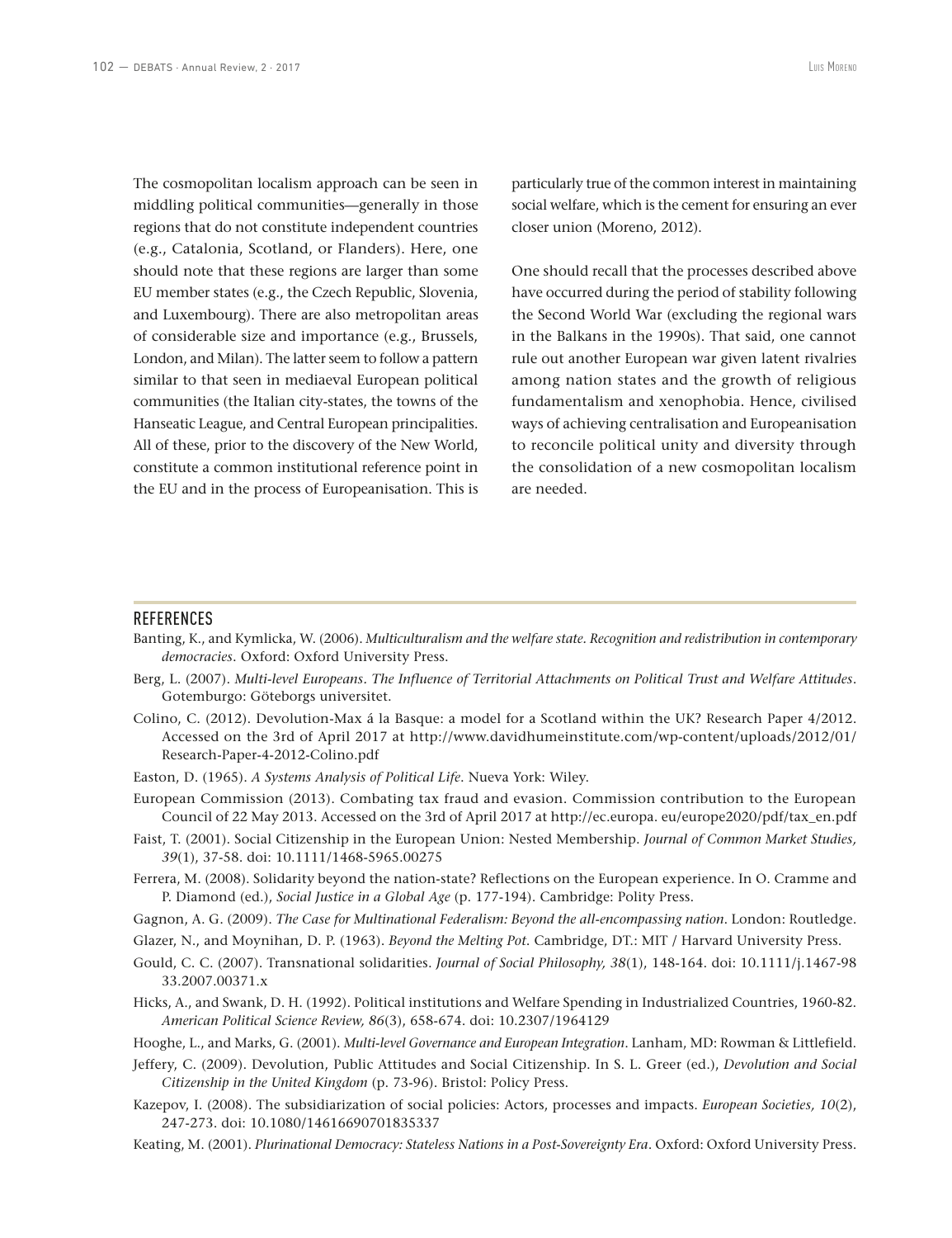The cosmopolitan localism approach can be seen in middling political communities—generally in those regions that do not constitute independent countries (e.g., Catalonia, Scotland, or Flanders). Here, one should note that these regions are larger than some EU member states (e.g., the Czech Republic, Slovenia, and Luxembourg). There are also metropolitan areas of considerable size and importance (e.g., Brussels, London, and Milan). The latter seem to follow a pattern similar to that seen in mediaeval European political communities (the Italian city-states, the towns of the Hanseatic League, and Central European principalities. All of these, prior to the discovery of the New World, constitute a common institutional reference point in the EU and in the process of Europeanisation. This is particularly true of the common interest in maintaining social welfare, which is the cement for ensuring an ever closer union (Moreno, 2012).

One should recall that the processes described above have occurred during the period of stability following the Second World War (excluding the regional wars in the Balkans in the 1990s). That said, one cannot rule out another European war given latent rivalries among nation states and the growth of religious fundamentalism and xenophobia. Hence, civilised ways of achieving centralisation and Europeanisation to reconcile political unity and diversity through the consolidation of a new cosmopolitan localism are needed.

## REFERENCES

Banting, K., and Kymlicka, W. (2006). *Multiculturalism and the welfare state. Recognition and redistribution in contemporary democracies*. Oxford: Oxford University Press.

Berg, L. (2007). *Multi-level Europeans. The Influence of Territorial Attachments on Political Trust and Welfare Attitudes*. Gotemburgo: Göteborgs universitet.

Colino, C. (2012). Devolution-Max á la Basque: a model for a Scotland within the UK? Research Paper 4/2012. Accessed on the 3rd of April 2017 at http://www.davidhumeinstitute.com/wp-content/uploads/2012/01/Research-Paper-4-2012-Colino.pdf

Easton, D. (1965). *A Systems Analysis of Political Life*. Nueva York: Wiley.

European Commission (2013). Combating tax fraud and evasion. Commission contribution to the European Council of 22 May 2013. Accessed on the 3rd of April 2017 at http://ec.europa. eu/europe2020/pdf/tax_en.pdf

Faist, T. (2001). Social Citizenship in the European Union: Nested Membership. *Journal of Common Market Studies, 39*(1), 37-58. doi: 10.1111/1468-5965.00275

Ferrera, M. (2008). Solidarity beyond the nation-state? Reflections on the European experience. In O. Cramme and P. Diamond (ed.), *Social Justice in a Global Age* (p. 177-194). Cambridge: Polity Press.

Gagnon, A. G. (2009). *The Case for Multinational Federalism: Beyond the all-encompassing nation*. London: Routledge.

Glazer, N., and Moynihan, D. P. (1963). *Beyond the Melting Pot*. Cambridge, DT.: MIT / Harvard University Press.

Gould, C. C. (2007). Transnational solidarities. *Journal of Social Philosophy, 38*(1), 148-164. doi: 10.1111/j.1467-9833.2007.00371.x

Hicks, A., and Swank, D. H. (1992). Political institutions and Welfare Spending in Industrialized Countries, 1960-82. *American Political Science Review, 86*(3), 658-674. doi: 10.2307/1964129

Hooghe, L., and Marks, G. (2001). *Multi-level Governance and European Integration*. Lanham, MD: Rowman & Littlefield.

Jeffery, C. (2009). Devolution, Public Attitudes and Social Citizenship. In S. L. Greer (ed.), *Devolution and Social Citizenship in the United Kingdom* (p. 73-96). Bristol: Policy Press.

Kazepov, I. (2008). The subsidiarization of social policies: Actors, processes and impacts. *European Societies, 10*(2), 247-273. doi: 10.1080/14616690701835337

Keating, M. (2001). *Plurinational Democracy: Stateless Nations in a Post-Sovereignty Era*. Oxford: Oxford University Press.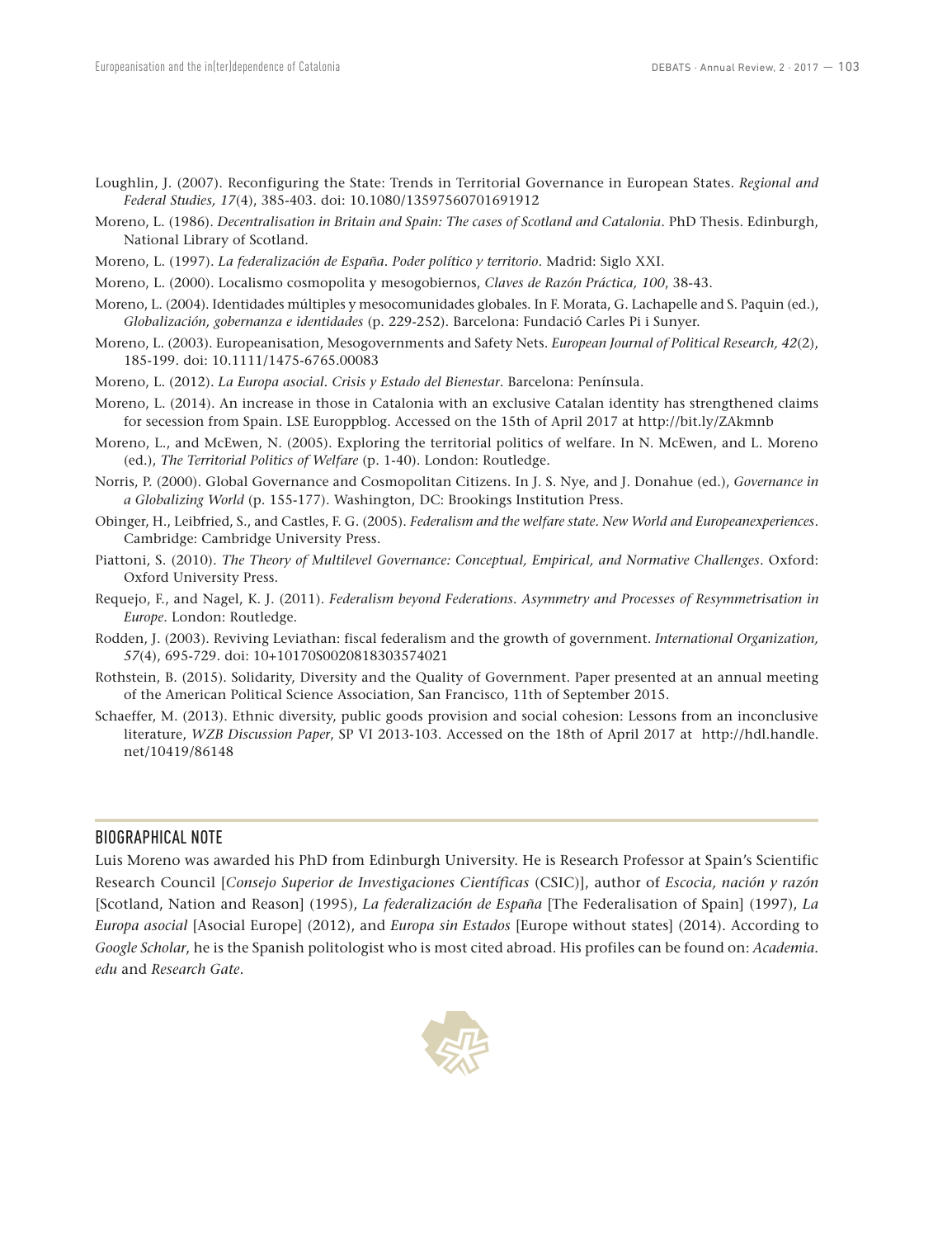Loughlin, J. (2007). Reconfiguring the State: Trends in Territorial Governance in European States. *Regional and Federal Studies, 17*(4), 385-403. doi: 10.1080/13597560701691912

Moreno, L. (1986). *Decentralisation in Britain and Spain: The cases of Scotland and Catalonia*. PhD Thesis. Edinburgh, National Library of Scotland.

Moreno, L. (1997). *La federalización de España. Poder político y territorio*. Madrid: Siglo XXI.

Moreno, L. (2000). Localismo cosmopolita y mesogobiernos, *Claves de Razón Práctica, 100*, 38-43.

Moreno, L. (2004). Identidades múltiples y mesocomunidades globales. In F. Morata, G. Lachapelle and S. Paquin (ed.), *Globalización, gobernanza e identidades* (p. 229-252). Barcelona: Fundació Carles Pi i Sunyer.

Moreno, L. (2003). Europeanisation, Mesogovernments and Safety Nets. *European Journal of Political Research, 42*(2), 185-199. doi: 10.1111/1475-6765.00083

Moreno, L. (2012). *La Europa asocial. Crisis y Estado del Bienestar*. Barcelona: Península.

Moreno, L. (2014). An increase in those in Catalonia with an exclusive Catalan identity has strengthened claims for secession from Spain. LSE Europpblog. Accessed on the 15th of April 2017 at http://bit.ly/ZAkmnb

Moreno, L., and McEwen, N. (2005). Exploring the territorial politics of welfare. In N. McEwen, and L. Moreno (ed.), *The Territorial Politics of Welfare* (p. 1-40). London: Routledge.

Norris, P. (2000). Global Governance and Cosmopolitan Citizens. In J. S. Nye, and J. Donahue (ed.), *Governance in a Globalizing World* (p. 155-177). Washington, DC: Brookings Institution Press.

Obinger, H., Leibfried, S., and Castles, F. G. (2005). *Federalism and the welfare state. New World and Europeanexperiences*. Cambridge: Cambridge University Press.

Piattoni, S. (2010). *The Theory of Multilevel Governance: Conceptual, Empirical, and Normative Challenges*. Oxford: Oxford University Press.

Requejo, F., and Nagel, K. J. (2011). *Federalism beyond Federations. Asymmetry and Processes of Resymmetrisation in Europe*. London: Routledge.

Rodden, J. (2003). Reviving Leviathan: fiscal federalism and the growth of government. *International Organization, 57*(4), 695-729. doi: 10+10170S0020818303574021

Rothstein, B. (2015). Solidarity, Diversity and the Quality of Government. Paper presented at an annual meeting of the American Political Science Association, San Francisco, 11th of September 2015.

Schaeffer, M. (2013). Ethnic diversity, public goods provision and social cohesion: Lessons from an inconclusive literature, *WZB Discussion Paper*, SP VI 2013-103. Accessed on the 18th of April 2017 at http://hdl.handle.net/10419/86148

## BIOGRAPHICAL NOTE

Luis Moreno was awarded his PhD from Edinburgh University. He is Research Professor at Spain's Scientific Research Council [*Consejo Superior de Investigaciones Científicas* (CSIC)], author of *Escocia, nación y razón* [Scotland, Nation and Reason] (1995), *La federalización de España* [The Federalisation of Spain] (1997), *La Europa asocial* [Asocial Europe] (2012), and *Europa sin Estados* [Europe without states] (2014). According to *Google Scholar*, he is the Spanish politologist who is most cited abroad. His profiles can be found on: *Academia.edu* and *Research Gate*.